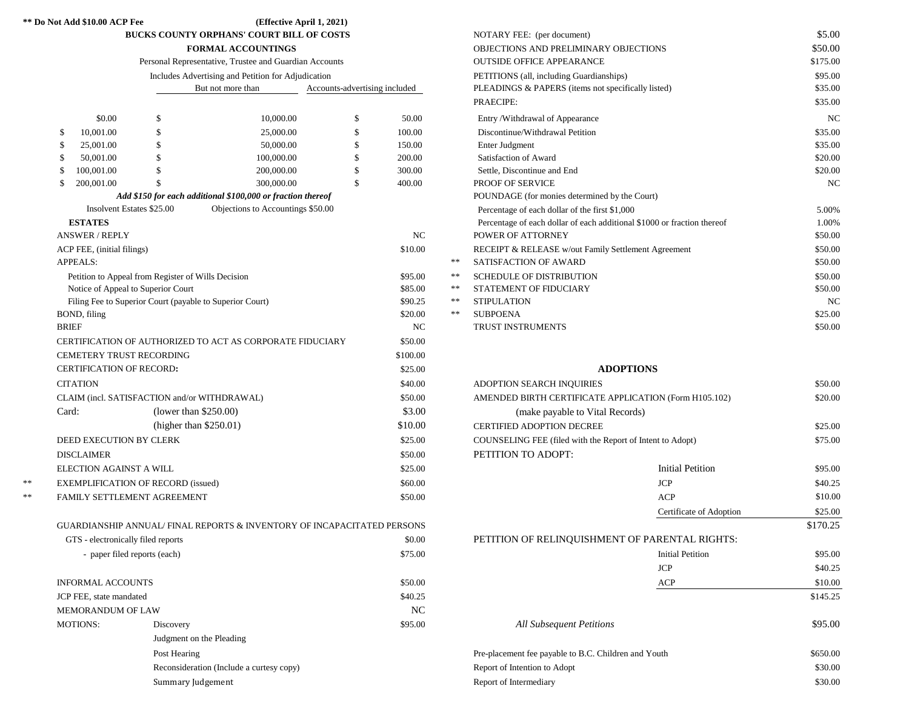**\*\* Do Not Add $10.00 ACP Fee** **(Effective April 1, 2021)**

## BUCKS COUNTY ORPHANS' COURT BILL OF COSTS

### FORMAL ACCOUNTINGS

Personal Representative, Trustee and Guardian Accounts

Includes Advertising and Petition for Adjudication

| | But not more than | Accounts-advertising included |
|---|---|---|
| $0.00 | $ 10,000.00 | $ 50.00 |
| $ 10,001.00 | $ 25,000.00 | $ 100.00 |
| $ 25,001.00 | $ 50,000.00 | $ 150.00 |
| $ 50,001.00 | $ 100,000.00 | $ 200.00 |
| $ 100,001.00 | $ 200,000.00 | $ 300.00 |
| $ 200,001.00 | $ 300,000.00 | $ 400.00 |

***Add $150 for each additional $100,000 or fraction thereof***

Insolvent Estates $25.00 Objections to Accountings $50.00

### ESTATES

| | Item | | Fee |
|---|---|---|---|
| | ANSWER / REPLY | | NC |
| | ACP FEE, (initial filings) | | $10.00 |
| | APPEALS: | | |
| | Petition to Appeal from Register of Wills Decision | | $95.00 |
| | Notice of Appeal to Superior Court | | $85.00 |
| | Filing Fee to Superior Court (payable to Superior Court) | | $90.25 |
| | BOND, filing | | $20.00 |
| | BRIEF | | NC |
| | CERTIFICATION OF AUTHORIZED TO ACT AS CORPORATE FIDUCIARY | | $50.00 |
| | CEMETERY TRUST RECORDING | | $100.00 |
| | CERTIFICATION OF RECORD: | | $25.00 |
| | CITATION | | $40.00 |
| | CLAIM (incl. SATISFACTION and/or WITHDRAWAL) | | $50.00 |
| | Card: | (lower than $250.00) | $3.00 |
| | | (higher than $250.01) | $10.00 |
| | DEED EXECUTION BY CLERK | | $25.00 |
| | DISCLAIMER | | $50.00 |
| | ELECTION AGAINST A WILL | | $25.00 |
| ** | EXEMPLIFICATION OF RECORD (issued) | | $60.00 |
| ** | FAMILY SETTLEMENT AGREEMENT | | $50.00 |
| | GUARDIANSHIP ANNUAL/ FINAL REPORTS & INVENTORY OF INCAPACITATED PERSONS | | |
| | GTS - electronically filed reports | | $0.00 |
| | - paper filed reports (each) | | $75.00 |
| | INFORMAL ACCOUNTS | | $50.00 |
| | JCP FEE, state mandated | | $40.25 |
| | MEMORANDUM OF LAW | | NC |
| | MOTIONS: | Discovery | $95.00 |
| | | Judgment on the Pleading | |
| | | Post Hearing | |
| | | Reconsideration (Include a curtesy copy) | |
| | | Summary Judgement | |
| | NOTARY FEE: (per document) | | $5.00 |
| | OBJECTIONS AND PRELIMINARY OBJECTIONS | | $50.00 |
| | OUTSIDE OFFICE APPEARANCE | | $175.00 |
| | PETITIONS (all, including Guardianships) | | $95.00 |
| | PLEADINGS & PAPERS (items not specifically listed) | | $35.00 |
| | PRAECIPE: | | $35.00 |
| | Entry /Withdrawal of Appearance | | NC |
| | Discontinue/Withdrawal Petition | | $35.00 |
| | Enter Judgment | | $35.00 |
| | Satisfaction of Award | | $20.00 |
| | Settle, Discontinue and End | | $20.00 |
| | PROOF OF SERVICE | | NC |
| | POUNDAGE (for monies determined by the Court) | | |
| | Percentage of each dollar of the first $1,000 | | 5.00% |
| | Percentage of each dollar of each additional $1000 or fraction thereof | | 1.00% |
| | POWER OF ATTORNEY | | $50.00 |
| | RECEIPT & RELEASE w/out Family Settlement Agreement | | $50.00 |
| ** | SATISFACTION OF AWARD | | $50.00 |
| ** | SCHEDULE OF DISTRIBUTION | | $50.00 |
| ** | STATEMENT OF FIDUCIARY | | $50.00 |
| ** | STIPULATION | | NC |
| ** | SUBPOENA | | $25.00 |
| | TRUST INSTRUMENTS | | $50.00 |

### ADOPTIONS

| Item | | Fee |
|---|---|---|
| ADOPTION SEARCH INQUIRIES | | $50.00 |
| AMENDED BIRTH CERTIFICATE APPLICATION (Form H105.102) (make payable to Vital Records) | | $20.00 |
| CERTIFIED ADOPTION DECREE | | $25.00 |
| COUNSELING FEE (filed with the Report of Intent to Adopt) | | $75.00 |
| PETITION TO ADOPT: | Initial Petition | $95.00 |
| | JCP | $40.25 |
| | ACP | $10.00 |
| | Certificate of Adoption | $25.00 |
| | | $170.25 |
| PETITION OF RELINQUISHMENT OF PARENTAL RIGHTS: | Initial Petition | $95.00 |
| | JCP | $40.25 |
| | ACP | $10.00 |
| | | $145.25 |
| *All Subsequent Petitions* | | $95.00 |
| Pre-placement fee payable to B.C. Children and Youth | | $650.00 |
| Report of Intention to Adopt | | $30.00 |
| Report of Intermediary | | $30.00 |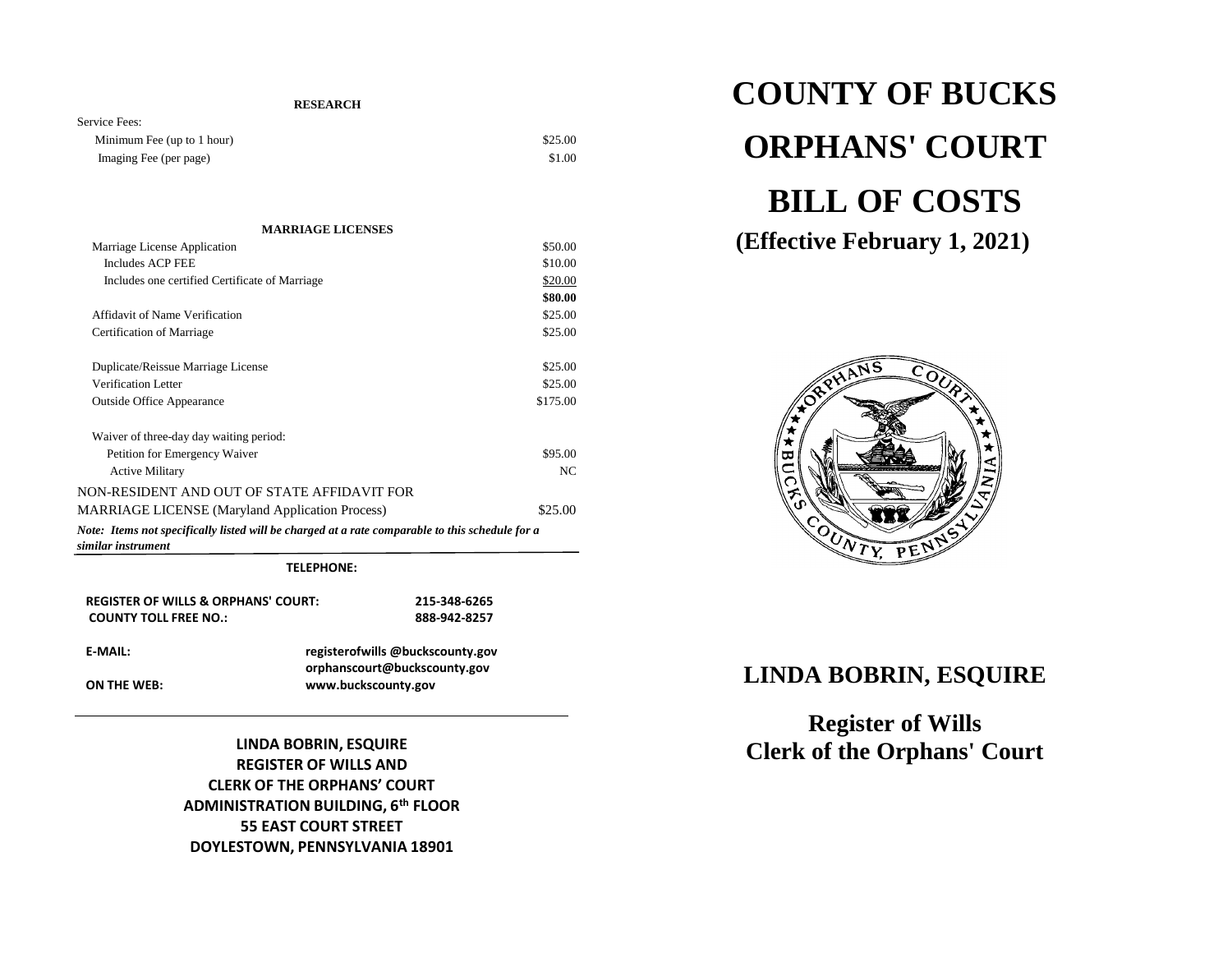**RESEARCH**

| | |
|---|---|
| Service Fees: | |
| Minimum Fee (up to 1 hour) | \$25.00 |
| Imaging Fee (per page) | \$1.00 |

**MARRIAGE LICENSES**

| | |
|---|---|
| Marriage License Application | \$50.00 |
| Includes ACP FEE | \$10.00 |
| Includes one certified Certificate of Marriage | \$20.00 |
| | **\$80.00** |
| Affidavit of Name Verification | \$25.00 |
| Certification of Marriage | \$25.00 |
| Duplicate/Reissue Marriage License | \$25.00 |
| Verification Letter | \$25.00 |
| Outside Office Appearance | \$175.00 |
| Waiver of three-day day waiting period: | |
| Petition for Emergency Waiver | \$95.00 |
| Active Military | NC |
| NON-RESIDENT AND OUT OF STATE AFFIDAVIT FOR MARRIAGE LICENSE (Maryland Application Process) | \$25.00 |

*Note: Items not specifically listed will be charged at a rate comparable to this schedule for a similar instrument*

**TELEPHONE:**

**REGISTER OF WILLS & ORPHANS' COURT:** 215-348-6265
**COUNTY TOLL FREE NO.:** 888-942-8257

**E-MAIL:** registerofwills @buckscounty.gov
orphanscourt@buckscounty.gov
**ON THE WEB:** www.buckscounty.gov

**LINDA BOBRIN, ESQUIRE**
**REGISTER OF WILLS AND**
**CLERK OF THE ORPHANS' COURT**
**ADMINISTRATION BUILDING, 6th FLOOR**
**55 EAST COURT STREET**
**DOYLESTOWN, PENNSYLVANIA 18901**

# COUNTY OF BUCKS

# ORPHANS' COURT

# BILL OF COSTS

## (Effective February 1, 2021)

ORPHANS COURT ★ BUCKS COUNTY, PENNSYLVANIA

## LINDA BOBRIN, ESQUIRE

## Register of Wills
## Clerk of the Orphans' Court